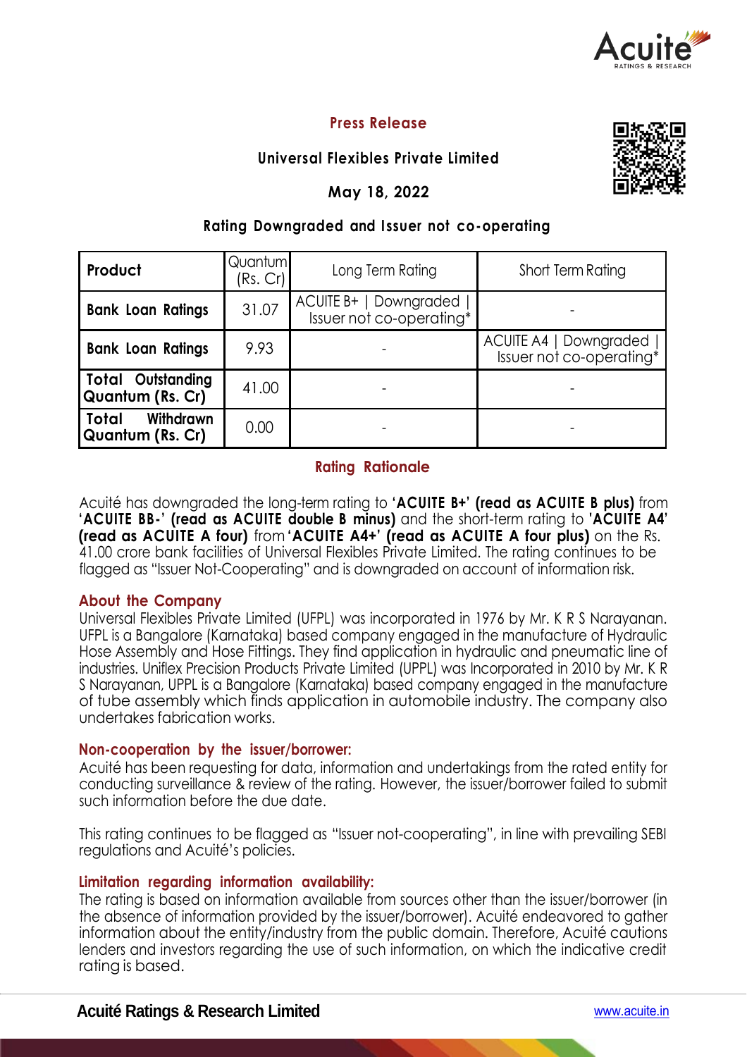# Press Release

## Universal Flexibles Private Limited

**May 18, 2022**

### Rating Downgraded and Issuer not co-operating

| Product | Quantum (Rs. Cr) | Long Term Rating | Short Term Rating |
|---|---|---|---|
| **Bank Loan Ratings** | 31.07 | ACUITE B+ \| Downgraded \| Issuer not co-operating* | - |
| **Bank Loan Ratings** | 9.93 | - | ACUITE A4 \| Downgraded \| Issuer not co-operating* |
| **Total Outstanding Quantum (Rs. Cr)** | 41.00 | - | - |
| **Total Withdrawn Quantum (Rs. Cr)** | 0.00 | - | - |

## Rating Rationale

Acuité has downgraded the long-term rating to **'ACUITE B+' (read as ACUITE B plus)** from **'ACUITE BB-' (read as ACUITE double B minus)** and the short-term rating to **'ACUITE A4' (read as ACUITE A four)** from **'ACUITE A4+' (read as ACUITE A four plus)** on the Rs. 41.00 crore bank facilities of Universal Flexibles Private Limited. The rating continues to be flagged as "Issuer Not-Cooperating" and is downgraded on account of information risk.

## About the Company

Universal Flexibles Private Limited (UFPL) was incorporated in 1976 by Mr. K R S Narayanan. UFPL is a Bangalore (Karnataka) based company engaged in the manufacture of Hydraulic Hose Assembly and Hose Fittings. They find application in hydraulic and pneumatic line of industries. Uniflex Precision Products Private Limited (UPPL) was Incorporated in 2010 by Mr. K R S Narayanan, UPPL is a Bangalore (Karnataka) based company engaged in the manufacture of tube assembly which finds application in automobile industry. The company also undertakes fabrication works.

## Non-cooperation by the issuer/borrower:

Acuité has been requesting for data, information and undertakings from the rated entity for conducting surveillance & review of the rating. However, the issuer/borrower failed to submit such information before the due date.

This rating continues to be flagged as "Issuer not-cooperating", in line with prevailing SEBI regulations and Acuité's policies.

## Limitation regarding information availability:

The rating is based on information available from sources other than the issuer/borrower (in the absence of information provided by the issuer/borrower). Acuité endeavored to gather information about the entity/industry from the public domain. Therefore, Acuité cautions lenders and investors regarding the use of such information, on which the indicative credit rating is based.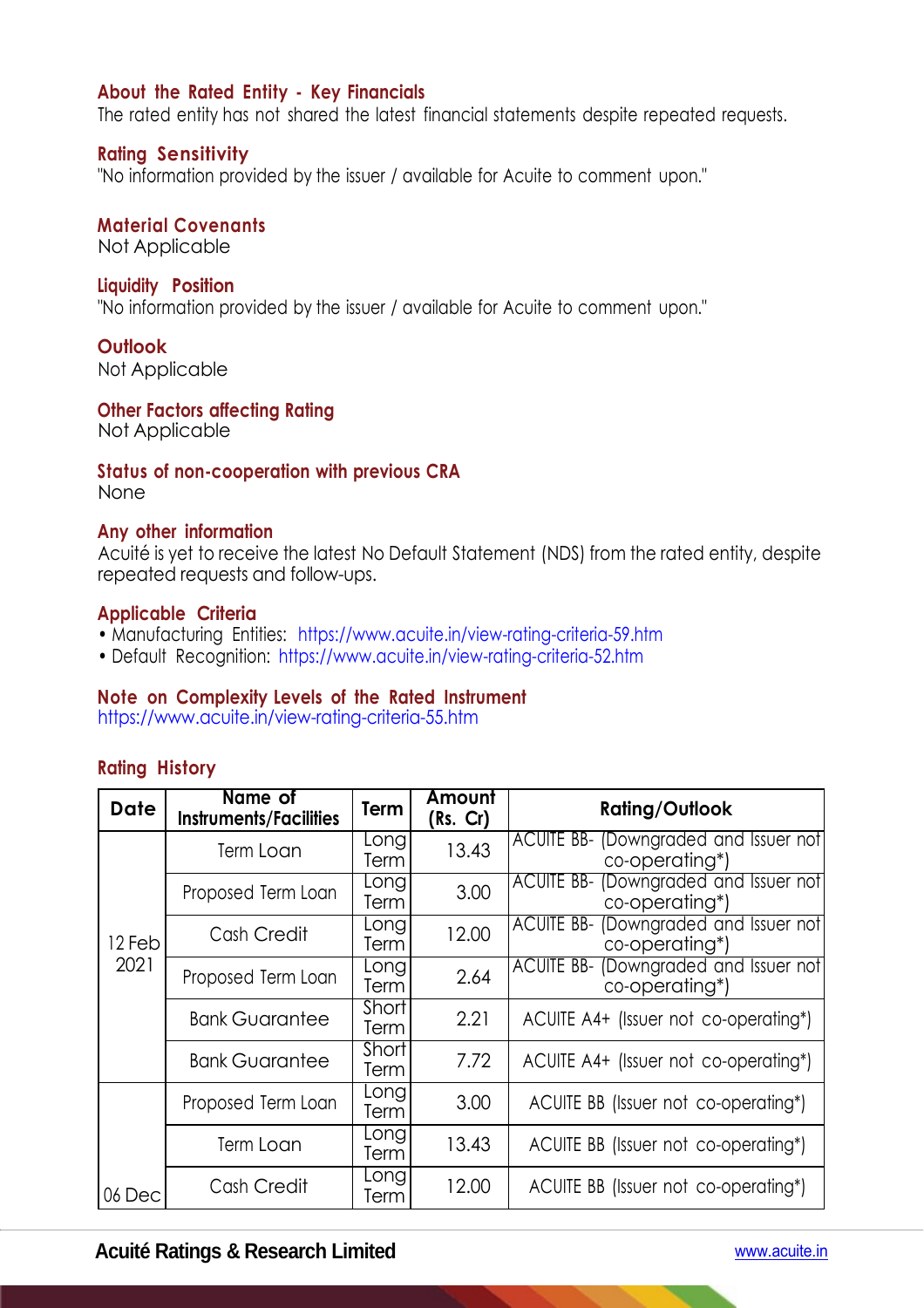### About the Rated Entity - Key Financials

The rated entity has not shared the latest financial statements despite repeated requests.

### Rating Sensitivity

"No information provided by the issuer / available for Acuite to comment upon."

### Material Covenants

Not Applicable

### Liquidity Position

"No information provided by the issuer / available for Acuite to comment upon."

### Outlook

Not Applicable

### Other Factors affecting Rating

Not Applicable

### Status of non-cooperation with previous CRA

None

### Any other information

Acuité is yet to receive the latest No Default Statement (NDS) from the rated entity, despite repeated requests and follow-ups.

### Applicable Criteria

- Manufacturing Entities: https://www.acuite.in/view-rating-criteria-59.htm
- Default Recognition: https://www.acuite.in/view-rating-criteria-52.htm

### Note on Complexity Levels of the Rated Instrument

https://www.acuite.in/view-rating-criteria-55.htm

### Rating History

| Date | Name of Instruments/Facilities | Term | Amount (Rs. Cr) | Rating/Outlook |
|---|---|---|---|---|
| 12 Feb 2021 | Term Loan | Long Term | 13.43 | ACUITE BB- (Downgraded and Issuer not co-operating*) |
| | Proposed Term Loan | Long Term | 3.00 | ACUITE BB- (Downgraded and Issuer not co-operating*) |
| | Cash Credit | Long Term | 12.00 | ACUITE BB- (Downgraded and Issuer not co-operating*) |
| | Proposed Term Loan | Long Term | 2.64 | ACUITE BB- (Downgraded and Issuer not co-operating*) |
| | Bank Guarantee | Short Term | 2.21 | ACUITE A4+ (Issuer not co-operating*) |
| | Bank Guarantee | Short Term | 7.72 | ACUITE A4+ (Issuer not co-operating*) |
| 06 Dec | Proposed Term Loan | Long Term | 3.00 | ACUITE BB (Issuer not co-operating*) |
| | Term Loan | Long Term | 13.43 | ACUITE BB (Issuer not co-operating*) |
| | Cash Credit | Long Term | 12.00 | ACUITE BB (Issuer not co-operating*) |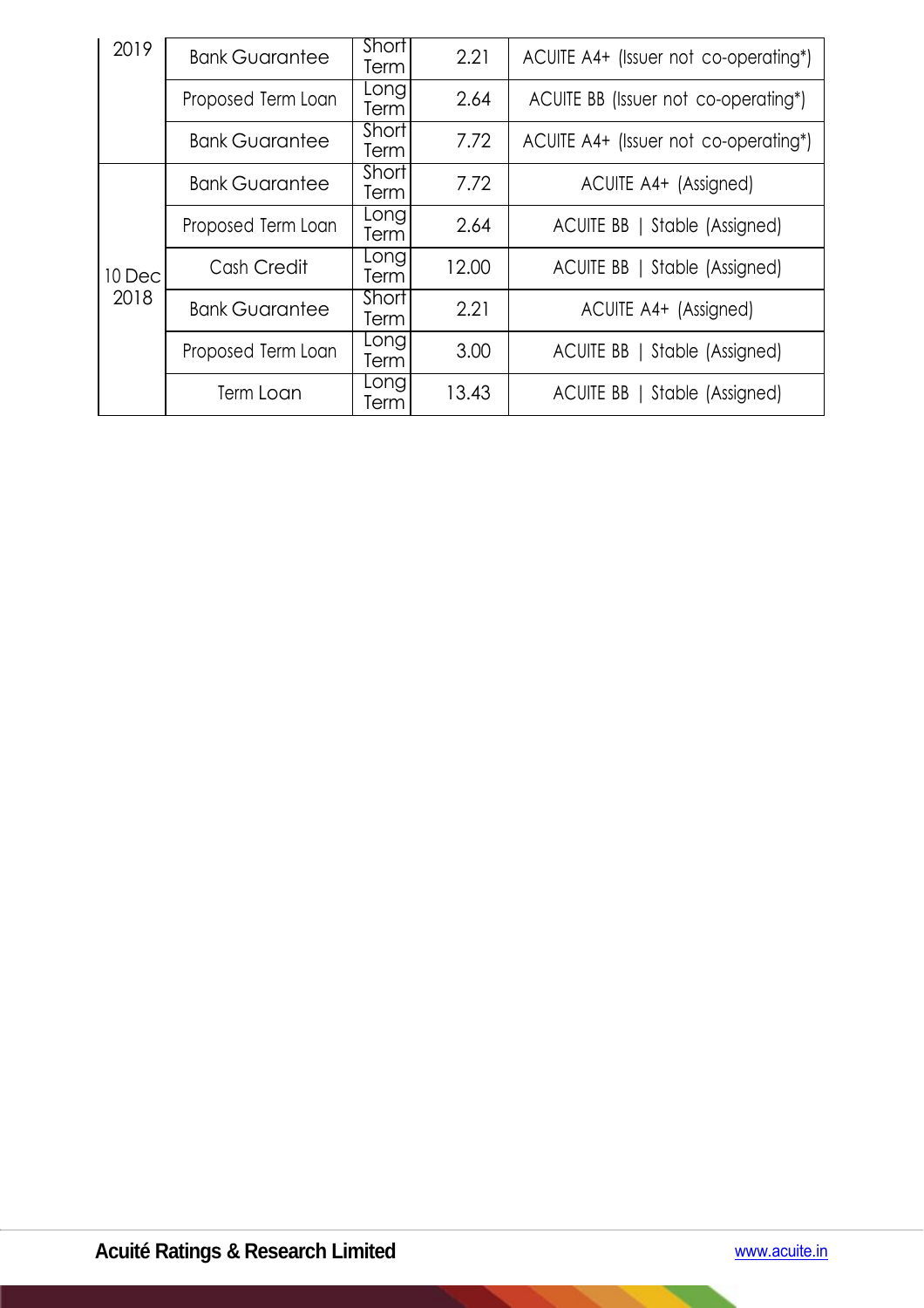| 2019 | Bank Guarantee | Short Term | 2.21 | ACUITE A4+ (Issuer not co-operating*) |
|---|---|---|---|---|
| | Proposed Term Loan | Long Term | 2.64 | ACUITE BB (Issuer not co-operating*) |
| | Bank Guarantee | Short Term | 7.72 | ACUITE A4+ (Issuer not co-operating*) |
| 10 Dec 2018 | Bank Guarantee | Short Term | 7.72 | ACUITE A4+ (Assigned) |
| | Proposed Term Loan | Long Term | 2.64 | ACUITE BB \| Stable (Assigned) |
| | Cash Credit | Long Term | 12.00 | ACUITE BB \| Stable (Assigned) |
| | Bank Guarantee | Short Term | 2.21 | ACUITE A4+ (Assigned) |
| | Proposed Term Loan | Long Term | 3.00 | ACUITE BB \| Stable (Assigned) |
| | Term Loan | Long Term | 13.43 | ACUITE BB \| Stable (Assigned) |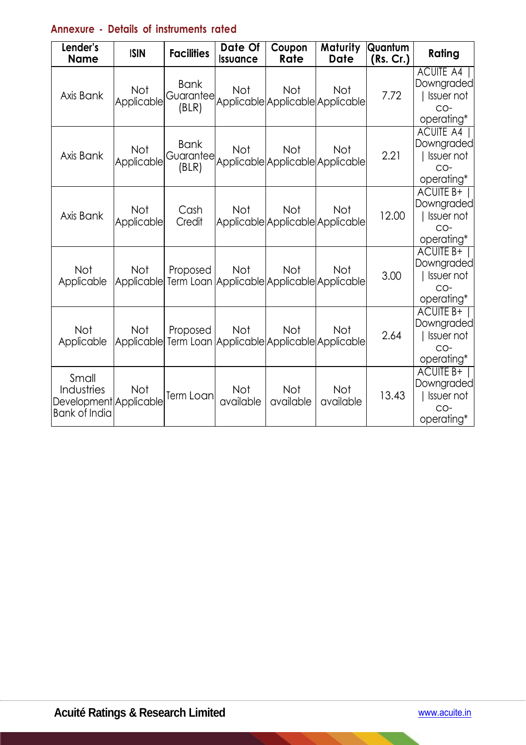## Annexure - Details of instruments rated

| Lender's Name | ISIN | Facilities | Date Of Issuance | Coupon Rate | Maturity Date | Quantum (Rs. Cr.) | Rating |
|---|---|---|---|---|---|---|---|
| Axis Bank | Not Applicable | Bank Guarantee (BLR) | Not Applicable | Not Applicable | Not Applicable | 7.72 | ACUITE A4 \| Downgraded \| Issuer not co-operating* |
| Axis Bank | Not Applicable | Bank Guarantee (BLR) | Not Applicable | Not Applicable | Not Applicable | 2.21 | ACUITE A4 \| Downgraded \| Issuer not co-operating* |
| Axis Bank | Not Applicable | Cash Credit | Not Applicable | Not Applicable | Not Applicable | 12.00 | ACUITE B+ \| Downgraded \| Issuer not co-operating* |
| Not Applicable | Not Applicable | Proposed Term Loan | Not Applicable | Not Applicable | Not Applicable | 3.00 | ACUITE B+ \| Downgraded \| Issuer not co-operating* |
| Not Applicable | Not Applicable | Proposed Term Loan | Not Applicable | Not Applicable | Not Applicable | 2.64 | ACUITE B+ \| Downgraded \| Issuer not co-operating* |
| Small Industries Development Bank of India | Not Applicable | Term Loan | Not available | Not available | Not available | 13.43 | ACUITE B+ \| Downgraded \| Issuer not co-operating* |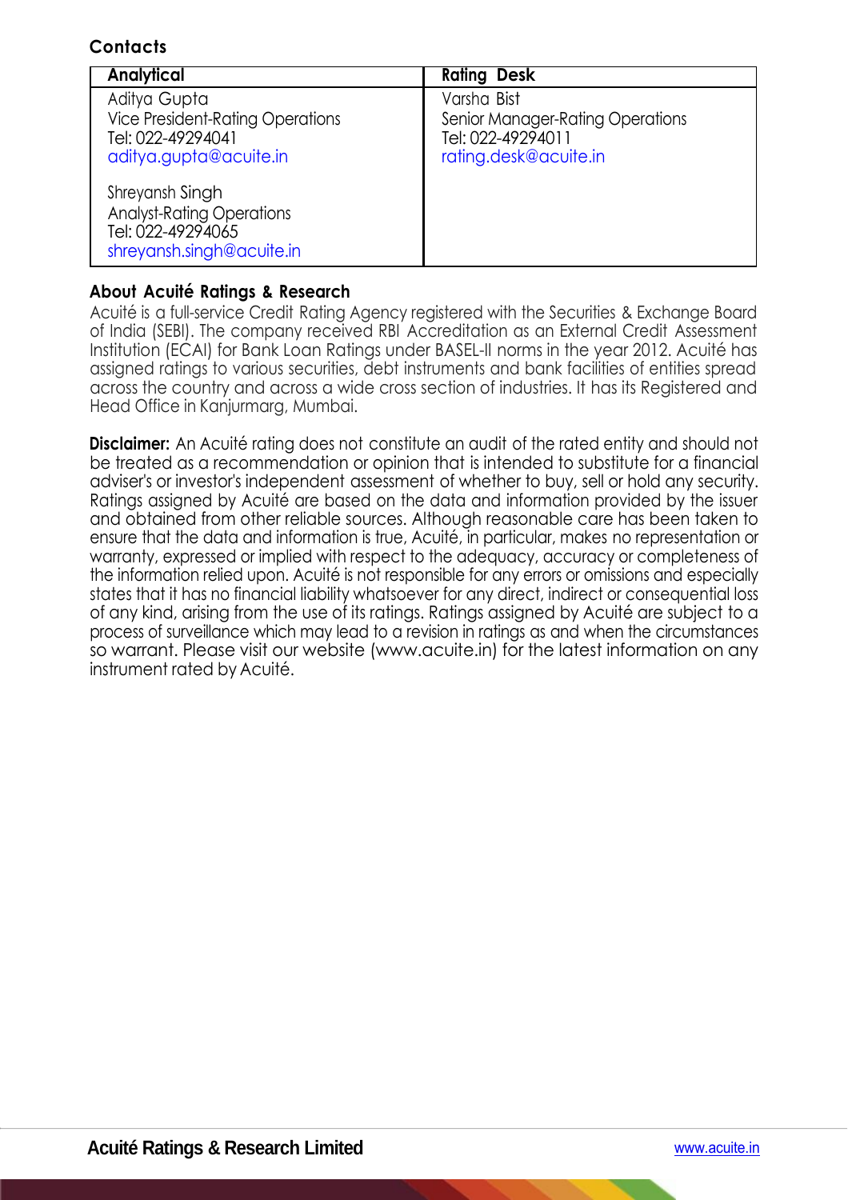## Contacts

| Analytical | Rating Desk |
|---|---|
| Aditya Gupta<br>Vice President-Rating Operations<br>Tel: 022-49294041<br>aditya.gupta@acuite.in<br><br>Shreyansh Singh<br>Analyst-Rating Operations<br>Tel: 022-49294065<br>shreyansh.singh@acuite.in | Varsha Bist<br>Senior Manager-Rating Operations<br>Tel: 022-49294011<br>rating.desk@acuite.in |

## About Acuité Ratings & Research

Acuité is a full-service Credit Rating Agency registered with the Securities & Exchange Board of India (SEBI). The company received RBI Accreditation as an External Credit Assessment Institution (ECAI) for Bank Loan Ratings under BASEL-II norms in the year 2012. Acuité has assigned ratings to various securities, debt instruments and bank facilities of entities spread across the country and across a wide cross section of industries. It has its Registered and Head Office in Kanjurmarg, Mumbai.

**Disclaimer:** An Acuité rating does not constitute an audit of the rated entity and should not be treated as a recommendation or opinion that is intended to substitute for a financial adviser's or investor's independent assessment of whether to buy, sell or hold any security. Ratings assigned by Acuité are based on the data and information provided by the issuer and obtained from other reliable sources. Although reasonable care has been taken to ensure that the data and information is true, Acuité, in particular, makes no representation or warranty, expressed or implied with respect to the adequacy, accuracy or completeness of the information relied upon. Acuité is not responsible for any errors or omissions and especially states that it has no financial liability whatsoever for any direct, indirect or consequential loss of any kind, arising from the use of its ratings. Ratings assigned by Acuité are subject to a process of surveillance which may lead to a revision in ratings as and when the circumstances so warrant. Please visit our website (www.acuite.in) for the latest information on any instrument rated by Acuité.